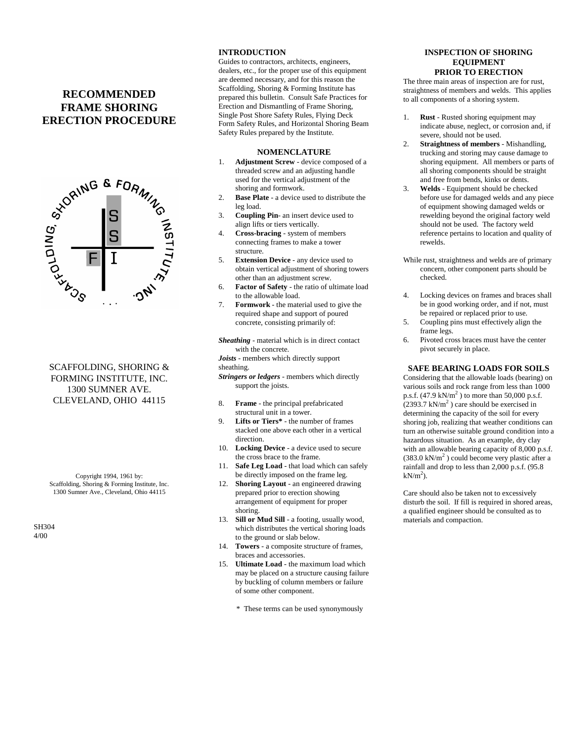# RECOMMENDED FRAME SHORING ERECTION PROCEDURE

SCAFFOLDING, SHORING & FORMING INSTITUTE, INC.
1300 SUMNER AVE.
CLEVELAND, OHIO 44115

Copyright 1994, 1961 by:
Scaffolding, Shoring & Forming Institute, Inc.
1300 Sumner Ave., Cleveland, Ohio 44115

SH304
4/00

## INTRODUCTION

Guides to contractors, architects, engineers, dealers, etc., for the proper use of this equipment are deemed necessary, and for this reason the Scaffolding, Shoring & Forming Institute has prepared this bulletin. Consult Safe Practices for Erection and Dismantling of Frame Shoring, Single Post Shore Safety Rules, Flying Deck Form Safety Rules, and Horizontal Shoring Beam Safety Rules prepared by the Institute.

## NOMENCLATURE

1. **Adjustment Screw** - device composed of a threaded screw and an adjusting handle used for the vertical adjustment of the shoring and formwork.
2. **Base Plate** - a device used to distribute the leg load.
3. **Coupling Pin**- an insert device used to align lifts or tiers vertically.
4. **Cross-bracing** - system of members connecting frames to make a tower structure.
5. **Extension Device** - any device used to obtain vertical adjustment of shoring towers other than an adjustment screw.
6. **Factor of Safety** - the ratio of ultimate load to the allowable load.
7. **Formwork** - the material used to give the required shape and support of poured concrete, consisting primarily of:

***Sheathing*** - material which is in direct contact with the concrete.
***Joists*** - members which directly support sheathing.
***Stringers or ledgers*** - members which directly support the joists.

8. **Frame** - the principal prefabricated structural unit in a tower.
9. **Lifts or Tiers*** - the number of frames stacked one above each other in a vertical direction.
10. **Locking Device** - a device used to secure the cross brace to the frame.
11. **Safe Leg Load** - that load which can safely be directly imposed on the frame leg.
12. **Shoring Layout** - an engineered drawing prepared prior to erection showing arrangement of equipment for proper shoring.
13. **Sill or Mud Sill** - a footing, usually wood, which distributes the vertical shoring loads to the ground or slab below.
14. **Towers** - a composite structure of frames, braces and accessories.
15. **Ultimate Load** - the maximum load which may be placed on a structure causing failure by buckling of column members or failure of some other component.

\* These terms can be used synonymously

## INSPECTION OF SHORING EQUIPMENT PRIOR TO ERECTION

The three main areas of inspection are for rust, straightness of members and welds. This applies to all components of a shoring system.

1. **Rust** - Rusted shoring equipment may indicate abuse, neglect, or corrosion and, if severe, should not be used.
2. **Straightness of members** - Mishandling, trucking and storing may cause damage to shoring equipment. All members or parts of all shoring components should be straight and free from bends, kinks or dents.
3. **Welds** - Equipment should be checked before use for damaged welds and any piece of equipment showing damaged welds or rewelding beyond the original factory weld should not be used. The factory weld reference pertains to location and quality of rewelds.

While rust, straightness and welds are of primary concern, other component parts should be checked.

4. Locking devices on frames and braces shall be in good working order, and if not, must be repaired or replaced prior to use.
5. Coupling pins must effectively align the frame legs.
6. Pivoted cross braces must have the center pivot securely in place.

## SAFE BEARING LOADS FOR SOILS

Considering that the allowable loads (bearing) on various soils and rock range from less than 1000 p.s.f. (47.9 $kN/m^2$) to more than 50,000 p.s.f. (2393.7 $kN/m^2$) care should be exercised in determining the capacity of the soil for every shoring job, realizing that weather conditions can turn an otherwise suitable ground condition into a hazardous situation. As an example, dry clay with an allowable bearing capacity of 8,000 p.s.f. (383.0 $kN/m^2$) could become very plastic after a rainfall and drop to less than 2,000 p.s.f. (95.8 $kN/m^2$).

Care should also be taken not to excessively disturb the soil. If fill is required in shored areas, a qualified engineer should be consulted as to materials and compaction.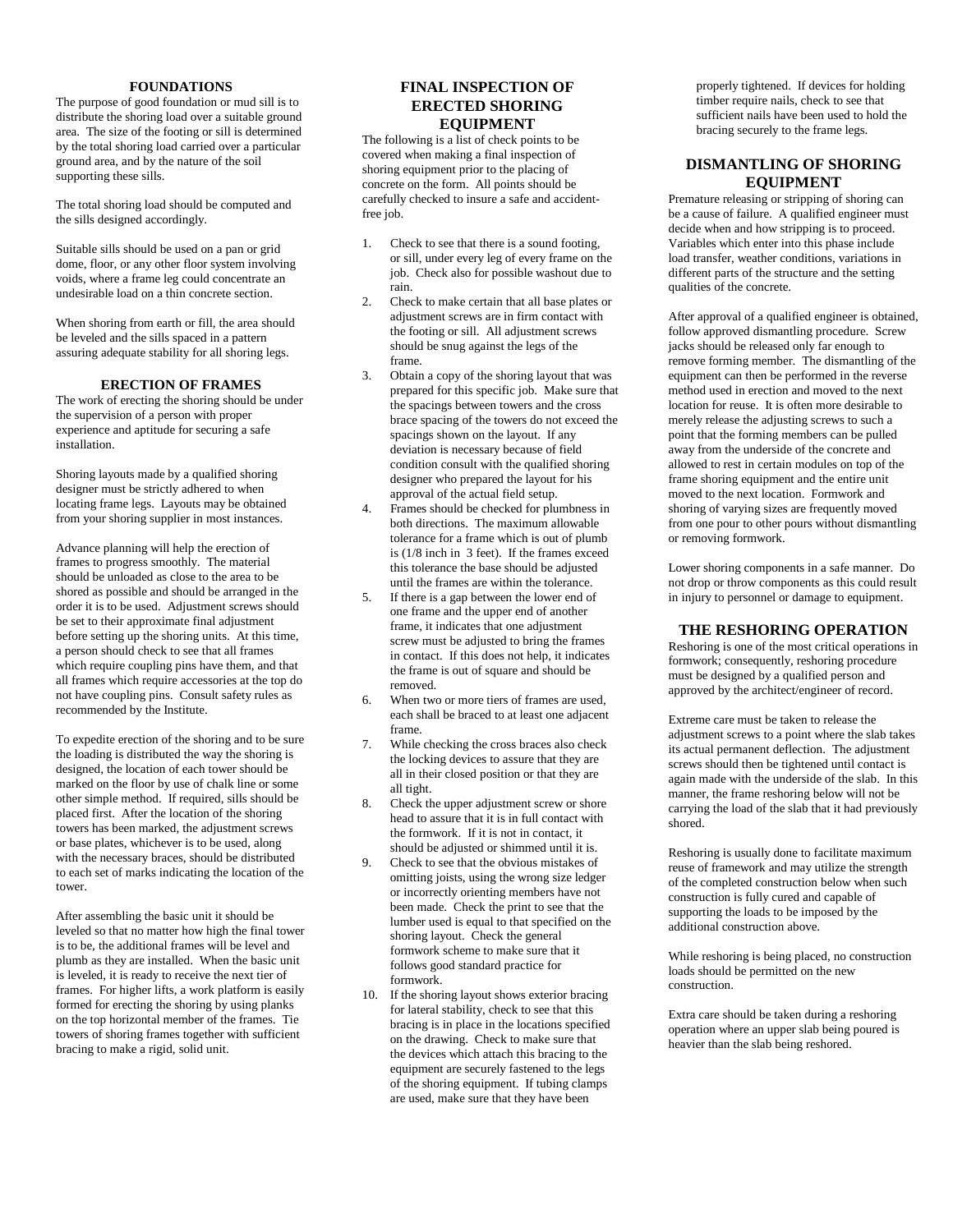## FOUNDATIONS

The purpose of good foundation or mud sill is to distribute the shoring load over a suitable ground area. The size of the footing or sill is determined by the total shoring load carried over a particular ground area, and by the nature of the soil supporting these sills.

The total shoring load should be computed and the sills designed accordingly.

Suitable sills should be used on a pan or grid dome, floor, or any other floor system involving voids, where a frame leg could concentrate an undesirable load on a thin concrete section.

When shoring from earth or fill, the area should be leveled and the sills spaced in a pattern assuring adequate stability for all shoring legs.

## ERECTION OF FRAMES

The work of erecting the shoring should be under the supervision of a person with proper experience and aptitude for securing a safe installation.

Shoring layouts made by a qualified shoring designer must be strictly adhered to when locating frame legs. Layouts may be obtained from your shoring supplier in most instances.

Advance planning will help the erection of frames to progress smoothly. The material should be unloaded as close to the area to be shored as possible and should be arranged in the order it is to be used. Adjustment screws should be set to their approximate final adjustment before setting up the shoring units. At this time, a person should check to see that all frames which require coupling pins have them, and that all frames which require accessories at the top do not have coupling pins. Consult safety rules as recommended by the Institute.

To expedite erection of the shoring and to be sure the loading is distributed the way the shoring is designed, the location of each tower should be marked on the floor by use of chalk line or some other simple method. If required, sills should be placed first. After the location of the shoring towers has been marked, the adjustment screws or base plates, whichever is to be used, along with the necessary braces, should be distributed to each set of marks indicating the location of the tower.

After assembling the basic unit it should be leveled so that no matter how high the final tower is to be, the additional frames will be level and plumb as they are installed. When the basic unit is leveled, it is ready to receive the next tier of frames. For higher lifts, a work platform is easily formed for erecting the shoring by using planks on the top horizontal member of the frames. Tie towers of shoring frames together with sufficient bracing to make a rigid, solid unit.

## FINAL INSPECTION OF ERECTED SHORING EQUIPMENT

The following is a list of check points to be covered when making a final inspection of shoring equipment prior to the placing of concrete on the form. All points should be carefully checked to insure a safe and accident-free job.

1. Check to see that there is a sound footing, or sill, under every leg of every frame on the job. Check also for possible washout due to rain.
2. Check to make certain that all base plates or adjustment screws are in firm contact with the footing or sill. All adjustment screws should be snug against the legs of the frame.
3. Obtain a copy of the shoring layout that was prepared for this specific job. Make sure that the spacings between towers and the cross brace spacing of the towers do not exceed the spacings shown on the layout. If any deviation is necessary because of field condition consult with the qualified shoring designer who prepared the layout for his approval of the actual field setup.
4. Frames should be checked for plumbness in both directions. The maximum allowable tolerance for a frame which is out of plumb is (1/8 inch in 3 feet). If the frames exceed this tolerance the base should be adjusted until the frames are within the tolerance.
5. If there is a gap between the lower end of one frame and the upper end of another frame, it indicates that one adjustment screw must be adjusted to bring the frames in contact. If this does not help, it indicates the frame is out of square and should be removed.
6. When two or more tiers of frames are used, each shall be braced to at least one adjacent frame.
7. While checking the cross braces also check the locking devices to assure that they are all in their closed position or that they are all tight.
8. Check the upper adjustment screw or shore head to assure that it is in full contact with the formwork. If it is not in contact, it should be adjusted or shimmed until it is.
9. Check to see that the obvious mistakes of omitting joists, using the wrong size ledger or incorrectly orienting members have not been made. Check the print to see that the lumber used is equal to that specified on the shoring layout. Check the general formwork scheme to make sure that it follows good standard practice for formwork.
10. If the shoring layout shows exterior bracing for lateral stability, check to see that this bracing is in place in the locations specified on the drawing. Check to make sure that the devices which attach this bracing to the equipment are securely fastened to the legs of the shoring equipment. If tubing clamps are used, make sure that they have been properly tightened. If devices for holding timber require nails, check to see that sufficient nails have been used to hold the bracing securely to the frame legs.

## DISMANTLING OF SHORING EQUIPMENT

Premature releasing or stripping of shoring can be a cause of failure. A qualified engineer must decide when and how stripping is to proceed. Variables which enter into this phase include load transfer, weather conditions, variations in different parts of the structure and the setting qualities of the concrete.

After approval of a qualified engineer is obtained, follow approved dismantling procedure. Screw jacks should be released only far enough to remove forming member. The dismantling of the equipment can then be performed in the reverse method used in erection and moved to the next location for reuse. It is often more desirable to merely release the adjusting screws to such a point that the forming members can be pulled away from the underside of the concrete and allowed to rest in certain modules on top of the frame shoring equipment and the entire unit moved to the next location. Formwork and shoring of varying sizes are frequently moved from one pour to other pours without dismantling or removing formwork.

Lower shoring components in a safe manner. Do not drop or throw components as this could result in injury to personnel or damage to equipment.

## THE RESHORING OPERATION

Reshoring is one of the most critical operations in formwork; consequently, reshoring procedure must be designed by a qualified person and approved by the architect/engineer of record.

Extreme care must be taken to release the adjustment screws to a point where the slab takes its actual permanent deflection. The adjustment screws should then be tightened until contact is again made with the underside of the slab. In this manner, the frame reshoring below will not be carrying the load of the slab that it had previously shored.

Reshoring is usually done to facilitate maximum reuse of framework and may utilize the strength of the completed construction below when such construction is fully cured and capable of supporting the loads to be imposed by the additional construction above.

While reshoring is being placed, no construction loads should be permitted on the new construction.

Extra care should be taken during a reshoring operation where an upper slab being poured is heavier than the slab being reshored.